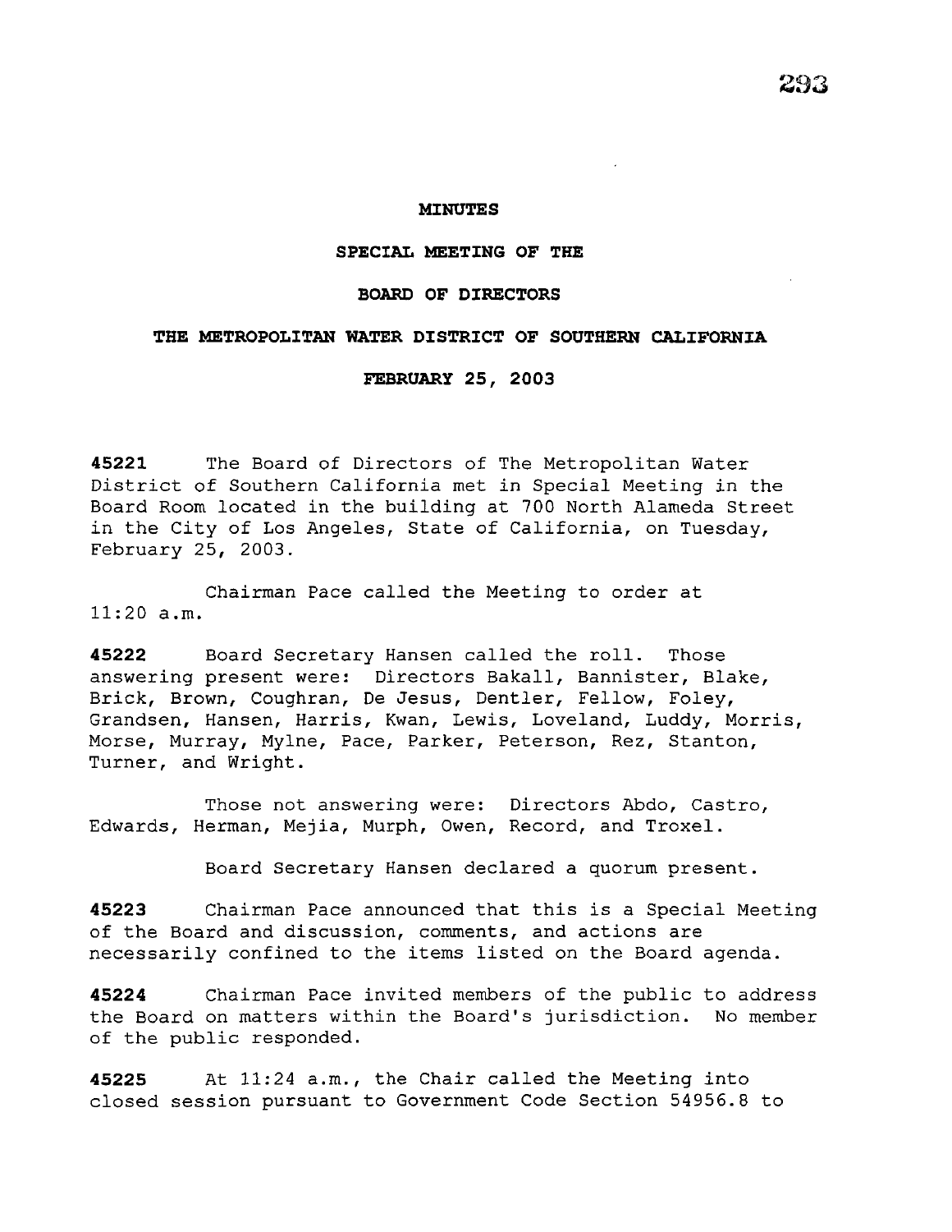**MINUTES**

**SPECIAL MEETING OF THE**

**BOARD OF DIRECTORS**

**THE METROPOLITAN WATER DISTRICT OF SOUTHERN CALIFORNIA**

**FEBRUARY 25, 2003**

**45221** The Board of Directors of The Metropolitan Water District of Southern California met in Special Meeting in the Board Room located in the building at 700 North Alameda Street in the City of Los Angeles, State of California, on Tuesday, February 25, 2003.

Chairman Pace called the Meeting to order at 11:20 a.m.

**45222** Board Secretary Hansen called the roll. Those answering present were: Directors Bakall, Bannister, Blake, Brick, Brown, Coughran, De Jesus, Dentler, Fellow, Foley, Grandsen, Hansen, Harris, Kwan, Lewis, Loveland, Luddy, Morris, Morse, Murray, Mylne, Pace, Parker, Peterson, Rez, Stanton, Turner, and Wright.

Those not answering were: Directors Abdo, Castro, Edwards, Herman, Mejia, Murph, Owen, Record, and Troxel.

Board Secretary Hansen declared a quorum present.

**45223** Chairman Pace announced that this is a Special Meeting of the Board and discussion, comments, and actions are necessarily confined to the items listed on the Board agenda.

**45224** Chairman Pace invited members of the public to address the Board on matters within the Board's jurisdiction. No member of the public responded.

**45225** At 11:24 a.m., the Chair called the Meeting into closed session pursuant to Government Code Section 54956.8 to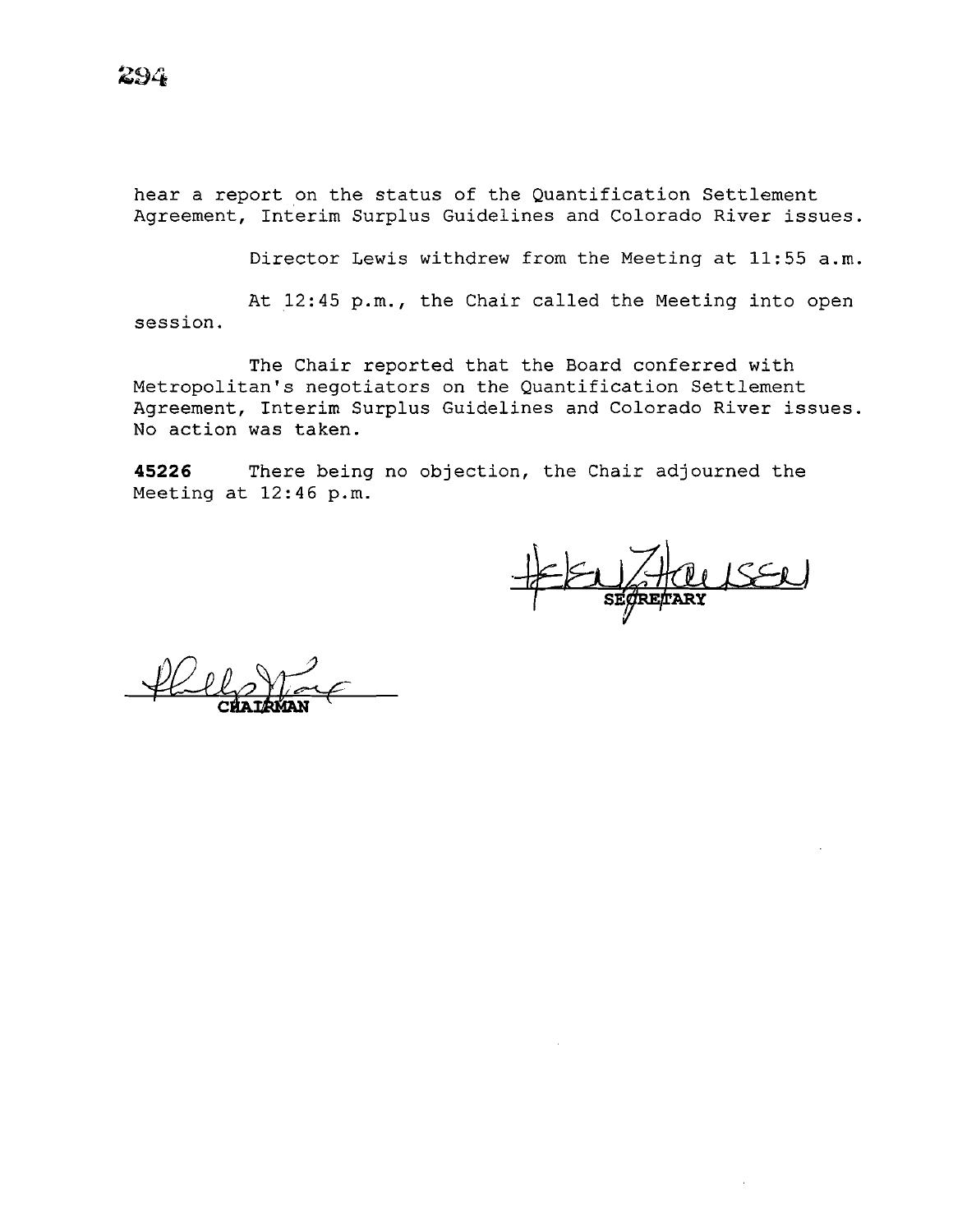hear a report on the status of the Quantification Settlement Agreement, Interim Surplus Guidelines and Colorado River issues.

Director Lewis withdrew from the Meeting at 11:55 a.m.

At 12:45 p.m., the Chair called the Meeting into open session.

The Chair reported that the Board conferred with Metropolitan's negotiators on the Quantification Settlement Agreement, Interim Surplus Guidelines and Colorado River issues. No action was taken.

**45226** There being no objection, the Chair adjourned the Meeting at 12:46 p.m.

SECRETARY

CHAIRMAN